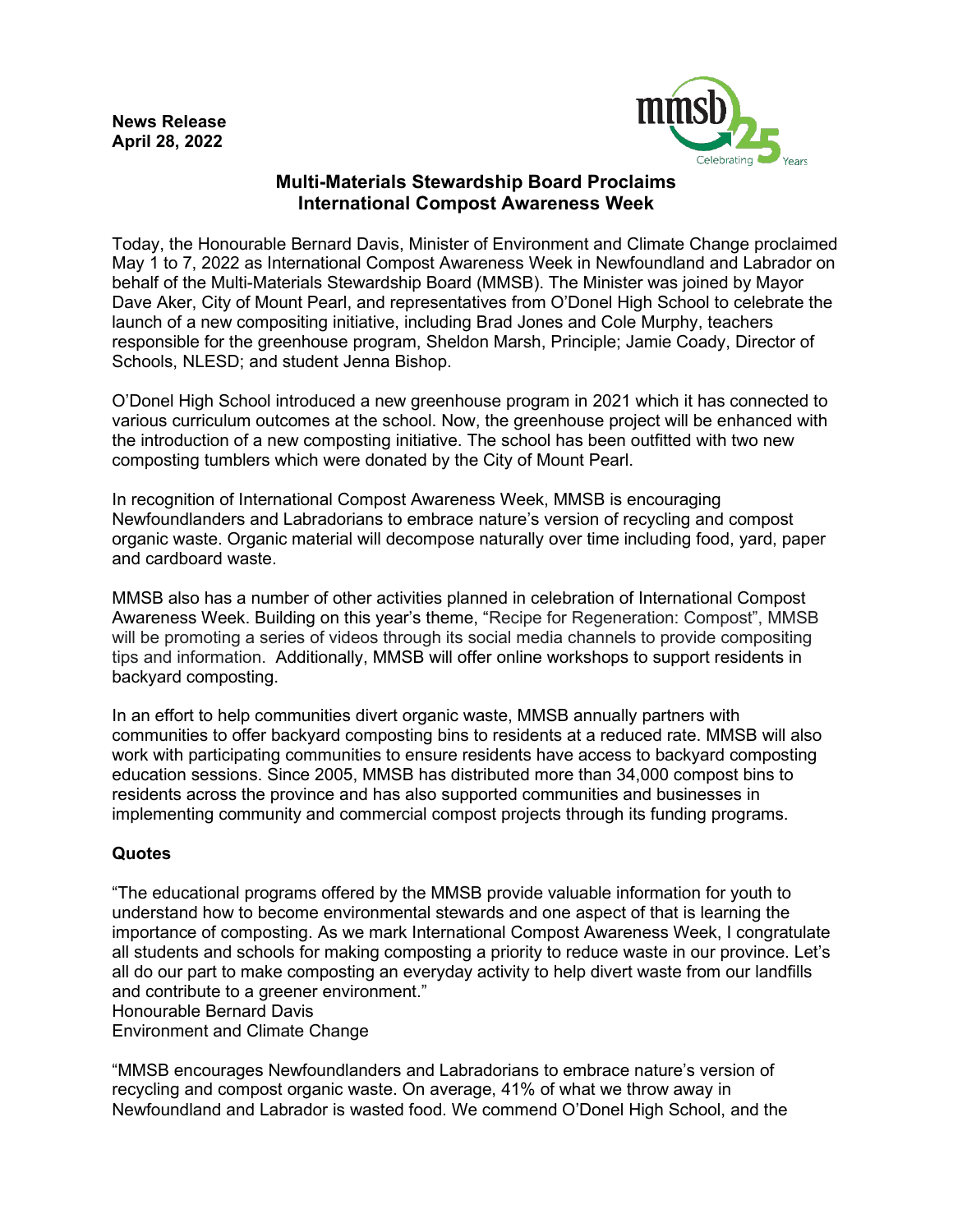**News Release**
**April 28, 2022**

## Multi-Materials Stewardship Board Proclaims International Compost Awareness Week

Today, the Honourable Bernard Davis, Minister of Environment and Climate Change proclaimed May 1 to 7, 2022 as International Compost Awareness Week in Newfoundland and Labrador on behalf of the Multi-Materials Stewardship Board (MMSB). The Minister was joined by Mayor Dave Aker, City of Mount Pearl, and representatives from O'Donel High School to celebrate the launch of a new compositing initiative, including Brad Jones and Cole Murphy, teachers responsible for the greenhouse program, Sheldon Marsh, Principle; Jamie Coady, Director of Schools, NLESD; and student Jenna Bishop.

O'Donel High School introduced a new greenhouse program in 2021 which it has connected to various curriculum outcomes at the school. Now, the greenhouse project will be enhanced with the introduction of a new composting initiative. The school has been outfitted with two new composting tumblers which were donated by the City of Mount Pearl.

In recognition of International Compost Awareness Week, MMSB is encouraging Newfoundlanders and Labradorians to embrace nature's version of recycling and compost organic waste. Organic material will decompose naturally over time including food, yard, paper and cardboard waste.

MMSB also has a number of other activities planned in celebration of International Compost Awareness Week. Building on this year's theme, "Recipe for Regeneration: Compost", MMSB will be promoting a series of videos through its social media channels to provide compositing tips and information. Additionally, MMSB will offer online workshops to support residents in backyard composting.

In an effort to help communities divert organic waste, MMSB annually partners with communities to offer backyard composting bins to residents at a reduced rate. MMSB will also work with participating communities to ensure residents have access to backyard composting education sessions. Since 2005, MMSB has distributed more than 34,000 compost bins to residents across the province and has also supported communities and businesses in implementing community and commercial compost projects through its funding programs.

**Quotes**

"The educational programs offered by the MMSB provide valuable information for youth to understand how to become environmental stewards and one aspect of that is learning the importance of composting. As we mark International Compost Awareness Week, I congratulate all students and schools for making composting a priority to reduce waste in our province. Let's all do our part to make composting an everyday activity to help divert waste from our landfills and contribute to a greener environment."
Honourable Bernard Davis
Environment and Climate Change

"MMSB encourages Newfoundlanders and Labradorians to embrace nature's version of recycling and compost organic waste. On average, 41% of what we throw away in Newfoundland and Labrador is wasted food. We commend O'Donel High School, and the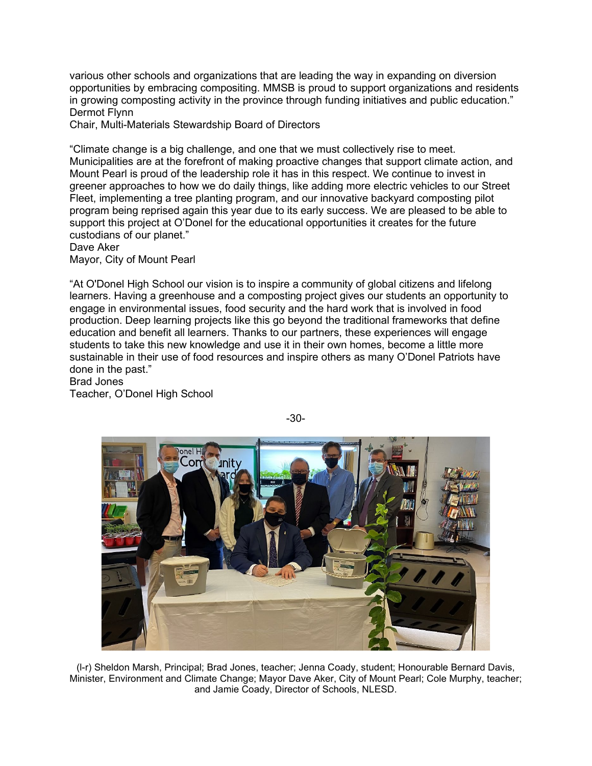various other schools and organizations that are leading the way in expanding on diversion opportunities by embracing compositing. MMSB is proud to support organizations and residents in growing composting activity in the province through funding initiatives and public education."
Dermot Flynn
Chair, Multi-Materials Stewardship Board of Directors

"Climate change is a big challenge, and one that we must collectively rise to meet. Municipalities are at the forefront of making proactive changes that support climate action, and Mount Pearl is proud of the leadership role it has in this respect. We continue to invest in greener approaches to how we do daily things, like adding more electric vehicles to our Street Fleet, implementing a tree planting program, and our innovative backyard composting pilot program being reprised again this year due to its early success. We are pleased to be able to support this project at O'Donel for the educational opportunities it creates for the future custodians of our planet."
Dave Aker
Mayor, City of Mount Pearl

"At O'Donel High School our vision is to inspire a community of global citizens and lifelong learners. Having a greenhouse and a composting project gives our students an opportunity to engage in environmental issues, food security and the hard work that is involved in food production. Deep learning projects like this go beyond the traditional frameworks that define education and benefit all learners. Thanks to our partners, these experiences will engage students to take this new knowledge and use it in their own homes, become a little more sustainable in their use of food resources and inspire others as many O'Donel Patriots have done in the past."
Brad Jones
Teacher, O'Donel High School

-30-

(l-r) Sheldon Marsh, Principal; Brad Jones, teacher; Jenna Coady, student; Honourable Bernard Davis, Minister, Environment and Climate Change; Mayor Dave Aker, City of Mount Pearl; Cole Murphy, teacher; and Jamie Coady, Director of Schools, NLESD.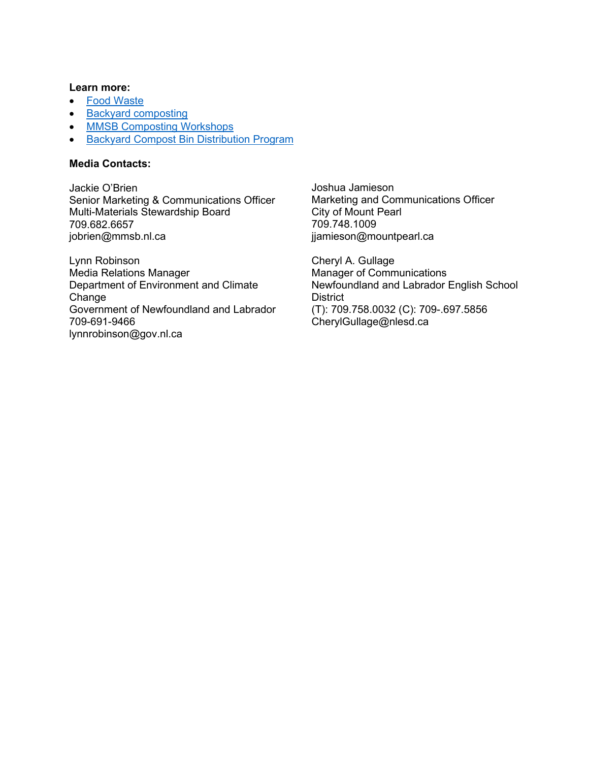**Learn more:**

- [Food Waste]
- [Backyard composting]
- [MMSB Composting Workshops]
- [Backyard Compost Bin Distribution Program]

**Media Contacts:**

Jackie O'Brien
Senior Marketing & Communications Officer
Multi-Materials Stewardship Board
709.682.6657
jobrien@mmsb.nl.ca

Joshua Jamieson
Marketing and Communications Officer
City of Mount Pearl
709.748.1009
jjamieson@mountpearl.ca

Lynn Robinson
Media Relations Manager
Department of Environment and Climate Change
Government of Newfoundland and Labrador
709-691-9466
lynnrobinson@gov.nl.ca

Cheryl A. Gullage
Manager of Communications
Newfoundland and Labrador English School District
(T): 709.758.0032 (C): 709-.697.5856
CherylGullage@nlesd.ca